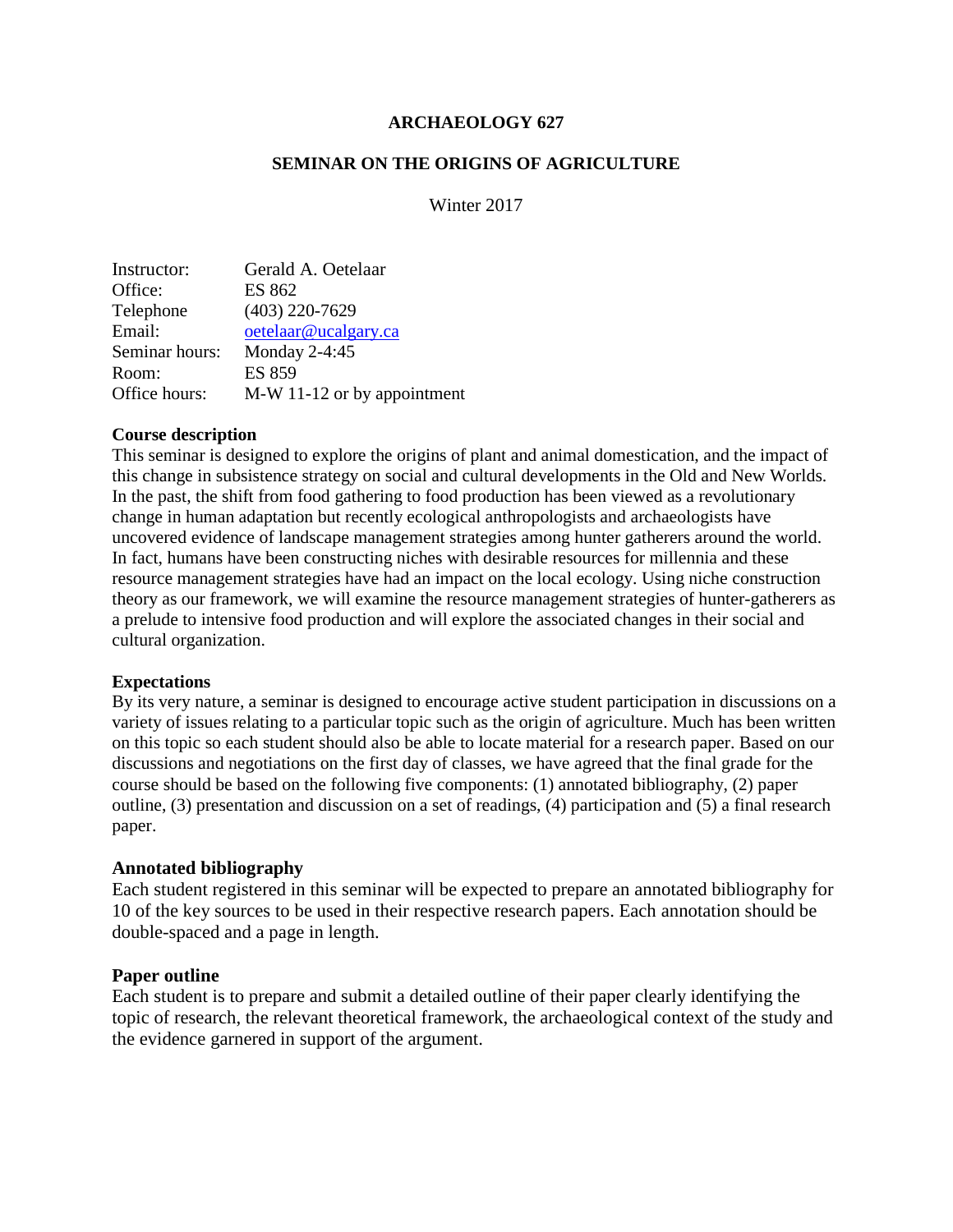# ARCHAEOLOGY 627

## SEMINAR ON THE ORIGINS OF AGRICULTURE

Winter 2017

| | |
|---|---|
| Instructor: | Gerald A. Oetelaar |
| Office: | ES 862 |
| Telephone | (403) 220-7629 |
| Email: | oetelaar@ucalgary.ca |
| Seminar hours: | Monday 2-4:45 |
| Room: | ES 859 |
| Office hours: | M-W 11-12 or by appointment |

### Course description

This seminar is designed to explore the origins of plant and animal domestication, and the impact of this change in subsistence strategy on social and cultural developments in the Old and New Worlds. In the past, the shift from food gathering to food production has been viewed as a revolutionary change in human adaptation but recently ecological anthropologists and archaeologists have uncovered evidence of landscape management strategies among hunter gatherers around the world. In fact, humans have been constructing niches with desirable resources for millennia and these resource management strategies have had an impact on the local ecology. Using niche construction theory as our framework, we will examine the resource management strategies of hunter-gatherers as a prelude to intensive food production and will explore the associated changes in their social and cultural organization.

### Expectations

By its very nature, a seminar is designed to encourage active student participation in discussions on a variety of issues relating to a particular topic such as the origin of agriculture. Much has been written on this topic so each student should also be able to locate material for a research paper. Based on our discussions and negotiations on the first day of classes, we have agreed that the final grade for the course should be based on the following five components: (1) annotated bibliography, (2) paper outline, (3) presentation and discussion on a set of readings, (4) participation and (5) a final research paper.

### Annotated bibliography

Each student registered in this seminar will be expected to prepare an annotated bibliography for 10 of the key sources to be used in their respective research papers. Each annotation should be double-spaced and a page in length.

### Paper outline

Each student is to prepare and submit a detailed outline of their paper clearly identifying the topic of research, the relevant theoretical framework, the archaeological context of the study and the evidence garnered in support of the argument.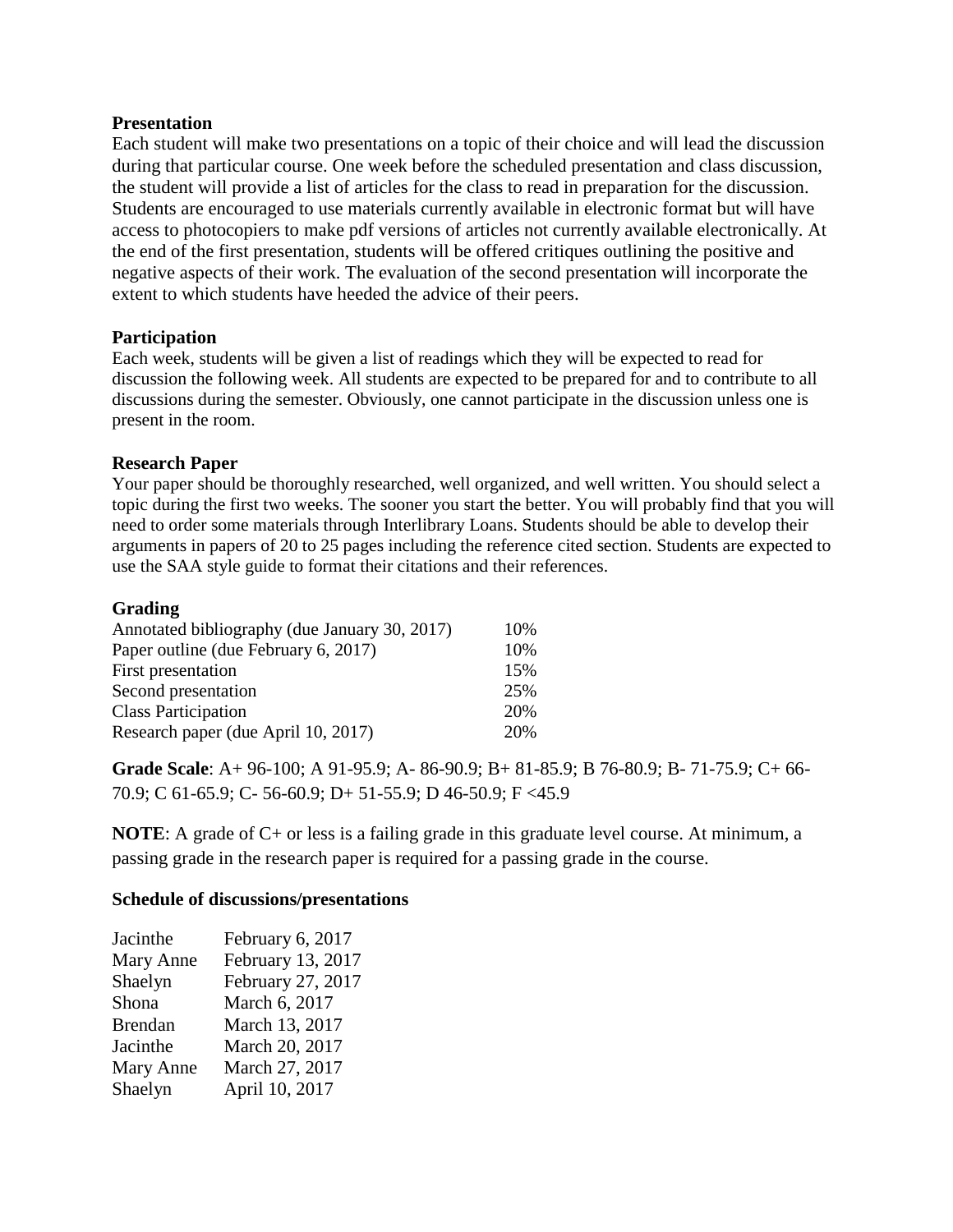### Presentation

Each student will make two presentations on a topic of their choice and will lead the discussion during that particular course. One week before the scheduled presentation and class discussion, the student will provide a list of articles for the class to read in preparation for the discussion. Students are encouraged to use materials currently available in electronic format but will have access to photocopiers to make pdf versions of articles not currently available electronically. At the end of the first presentation, students will be offered critiques outlining the positive and negative aspects of their work. The evaluation of the second presentation will incorporate the extent to which students have heeded the advice of their peers.

### Participation

Each week, students will be given a list of readings which they will be expected to read for discussion the following week. All students are expected to be prepared for and to contribute to all discussions during the semester. Obviously, one cannot participate in the discussion unless one is present in the room.

### Research Paper

Your paper should be thoroughly researched, well organized, and well written. You should select a topic during the first two weeks. The sooner you start the better. You will probably find that you will need to order some materials through Interlibrary Loans. Students should be able to develop their arguments in papers of 20 to 25 pages including the reference cited section. Students are expected to use the SAA style guide to format their citations and their references.

### Grading

| | |
|---|---|
| Annotated bibliography (due January 30, 2017) | 10% |
| Paper outline (due February 6, 2017) | 10% |
| First presentation | 15% |
| Second presentation | 25% |
| Class Participation | 20% |
| Research paper (due April 10, 2017) | 20% |

**Grade Scale**: A+ 96-100; A 91-95.9; A- 86-90.9; B+ 81-85.9; B 76-80.9; B- 71-75.9; C+ 66-70.9; C 61-65.9; C- 56-60.9; D+ 51-55.9; D 46-50.9; F <45.9

**NOTE**: A grade of C+ or less is a failing grade in this graduate level course. At minimum, a passing grade in the research paper is required for a passing grade in the course.

### Schedule of discussions/presentations

| | |
|---|---|
| Jacinthe | February 6, 2017 |
| Mary Anne | February 13, 2017 |
| Shaelyn | February 27, 2017 |
| Shona | March 6, 2017 |
| Brendan | March 13, 2017 |
| Jacinthe | March 20, 2017 |
| Mary Anne | March 27, 2017 |
| Shaelyn | April 10, 2017 |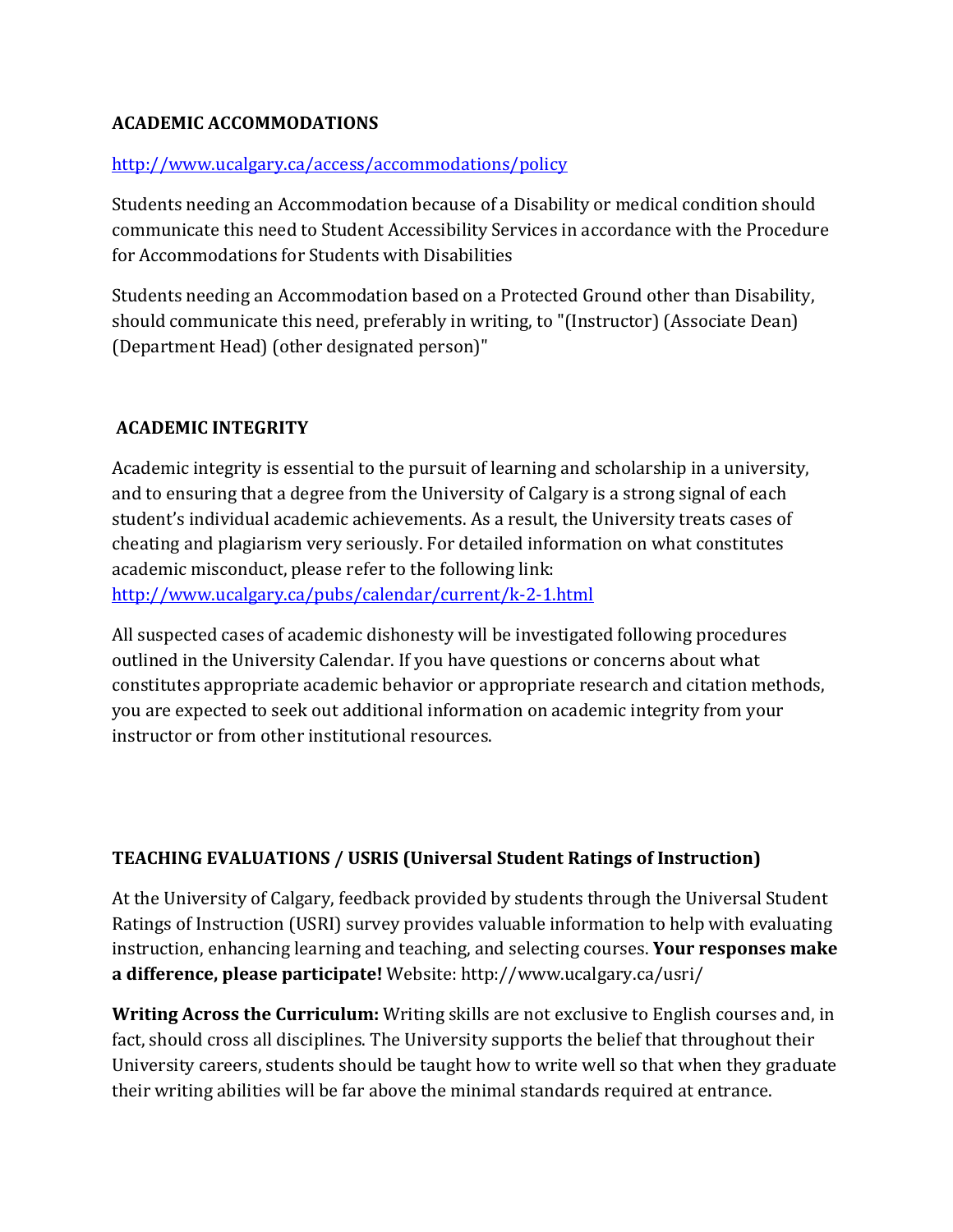## ACADEMIC ACCOMMODATIONS

http://www.ucalgary.ca/access/accommodations/policy

Students needing an Accommodation because of a Disability or medical condition should communicate this need to Student Accessibility Services in accordance with the Procedure for Accommodations for Students with Disabilities

Students needing an Accommodation based on a Protected Ground other than Disability, should communicate this need, preferably in writing, to "(Instructor) (Associate Dean) (Department Head) (other designated person)"

## ACADEMIC INTEGRITY

Academic integrity is essential to the pursuit of learning and scholarship in a university, and to ensuring that a degree from the University of Calgary is a strong signal of each student's individual academic achievements. As a result, the University treats cases of cheating and plagiarism very seriously. For detailed information on what constitutes academic misconduct, please refer to the following link: http://www.ucalgary.ca/pubs/calendar/current/k-2-1.html

All suspected cases of academic dishonesty will be investigated following procedures outlined in the University Calendar. If you have questions or concerns about what constitutes appropriate academic behavior or appropriate research and citation methods, you are expected to seek out additional information on academic integrity from your instructor or from other institutional resources.

## TEACHING EVALUATIONS / USRIS (Universal Student Ratings of Instruction)

At the University of Calgary, feedback provided by students through the Universal Student Ratings of Instruction (USRI) survey provides valuable information to help with evaluating instruction, enhancing learning and teaching, and selecting courses. **Your responses make a difference, please participate!** Website: http://www.ucalgary.ca/usri/

**Writing Across the Curriculum:** Writing skills are not exclusive to English courses and, in fact, should cross all disciplines. The University supports the belief that throughout their University careers, students should be taught how to write well so that when they graduate their writing abilities will be far above the minimal standards required at entrance.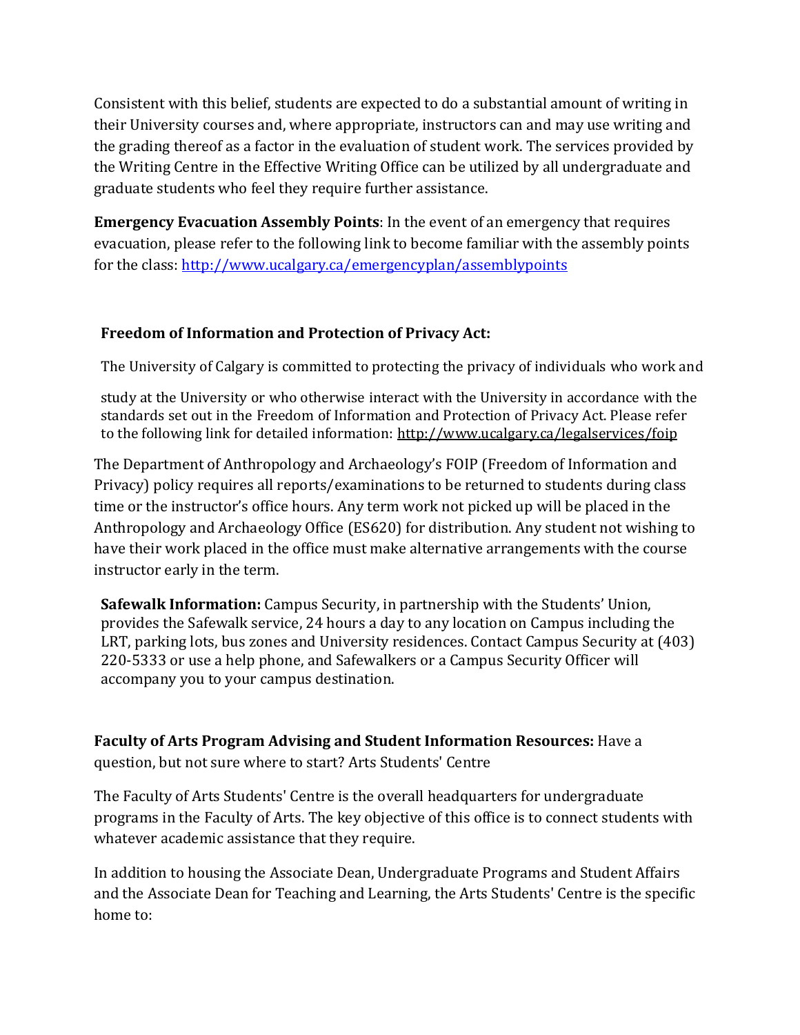Consistent with this belief, students are expected to do a substantial amount of writing in their University courses and, where appropriate, instructors can and may use writing and the grading thereof as a factor in the evaluation of student work. The services provided by the Writing Centre in the Effective Writing Office can be utilized by all undergraduate and graduate students who feel they require further assistance.

**Emergency Evacuation Assembly Points**: In the event of an emergency that requires evacuation, please refer to the following link to become familiar with the assembly points for the class: http://www.ucalgary.ca/emergencyplan/assemblypoints

**Freedom of Information and Protection of Privacy Act:**

The University of Calgary is committed to protecting the privacy of individuals who work and study at the University or who otherwise interact with the University in accordance with the standards set out in the Freedom of Information and Protection of Privacy Act. Please refer to the following link for detailed information: http://www.ucalgary.ca/legalservices/foip

The Department of Anthropology and Archaeology's FOIP (Freedom of Information and Privacy) policy requires all reports/examinations to be returned to students during class time or the instructor's office hours. Any term work not picked up will be placed in the Anthropology and Archaeology Office (ES620) for distribution. Any student not wishing to have their work placed in the office must make alternative arrangements with the course instructor early in the term.

**Safewalk Information:** Campus Security, in partnership with the Students' Union, provides the Safewalk service, 24 hours a day to any location on Campus including the LRT, parking lots, bus zones and University residences. Contact Campus Security at (403) 220-5333 or use a help phone, and Safewalkers or a Campus Security Officer will accompany you to your campus destination.

**Faculty of Arts Program Advising and Student Information Resources:** Have a question, but not sure where to start? Arts Students' Centre

The Faculty of Arts Students' Centre is the overall headquarters for undergraduate programs in the Faculty of Arts. The key objective of this office is to connect students with whatever academic assistance that they require.

In addition to housing the Associate Dean, Undergraduate Programs and Student Affairs and the Associate Dean for Teaching and Learning, the Arts Students' Centre is the specific home to: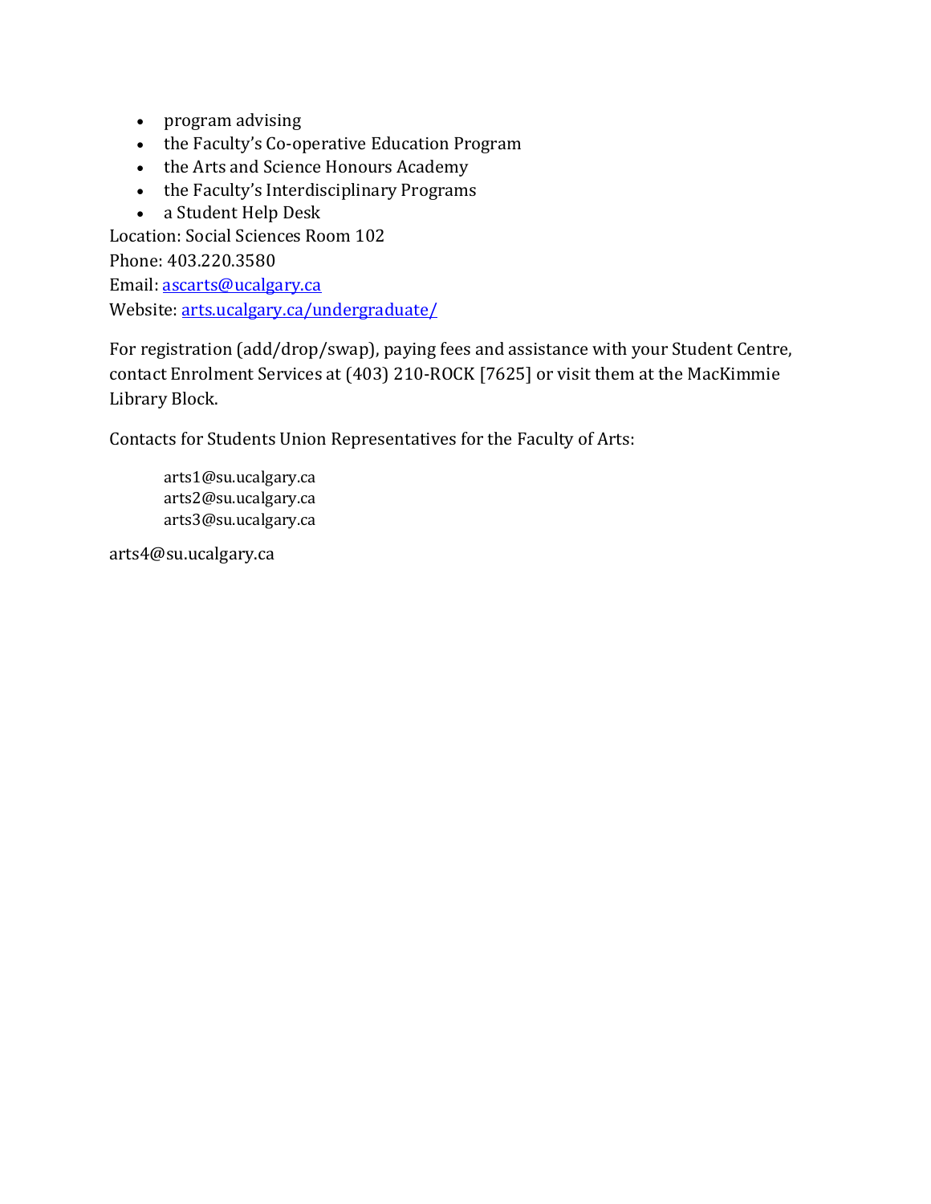- program advising
- the Faculty's Co-operative Education Program
- the Arts and Science Honours Academy
- the Faculty's Interdisciplinary Programs
- a Student Help Desk

Location: Social Sciences Room 102
Phone: 403.220.3580
Email: ascarts@ucalgary.ca
Website: arts.ucalgary.ca/undergraduate/

For registration (add/drop/swap), paying fees and assistance with your Student Centre, contact Enrolment Services at (403) 210-ROCK [7625] or visit them at the MacKimmie Library Block.

Contacts for Students Union Representatives for the Faculty of Arts:

arts1@su.ucalgary.ca
arts2@su.ucalgary.ca
arts3@su.ucalgary.ca

arts4@su.ucalgary.ca